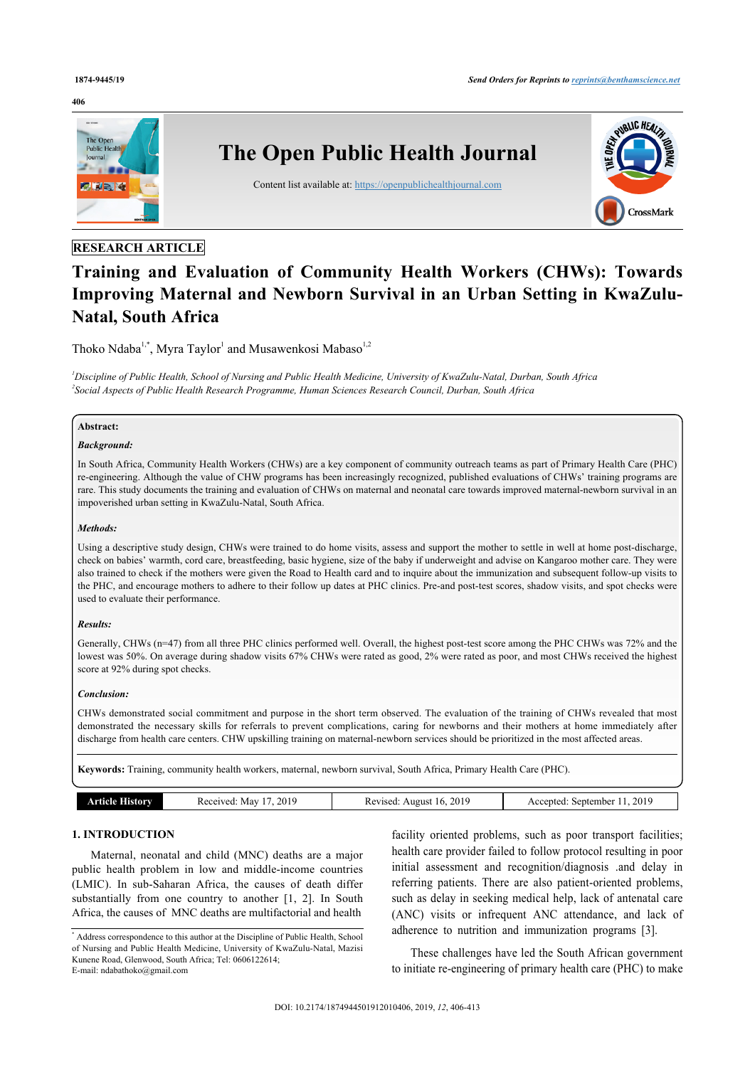RESEARCH ARTICLE

# Training and Evaluation of Community Health Workers (CHWs): Towards Improving Maternal and Newborn Survival in an Urban Setting in KwaZulu-Natal, South Africa

Thoko Ndaba[1,*], Myra Taylor[1] and Musawenkosi Mabaso[1,2]

[1]*Discipline of Public Health, School of Nursing and Public Health Medicine, University of KwaZulu-Natal, Durban, South Africa*
[2]*Social Aspects of Public Health Research Programme, Human Sciences Research Council, Durban, South Africa*

**Abstract:**

***Background:***

In South Africa, Community Health Workers (CHWs) are a key component of community outreach teams as part of Primary Health Care (PHC) re-engineering. Although the value of CHW programs has been increasingly recognized, published evaluations of CHWs' training programs are rare. This study documents the training and evaluation of CHWs on maternal and neonatal care towards improved maternal-newborn survival in an impoverished urban setting in KwaZulu-Natal, South Africa.

***Methods:***

Using a descriptive study design, CHWs were trained to do home visits, assess and support the mother to settle in well at home post-discharge, check on babies' warmth, cord care, breastfeeding, basic hygiene, size of the baby if underweight and advise on Kangaroo mother care. They were also trained to check if the mothers were given the Road to Health card and to inquire about the immunization and subsequent follow-up visits to the PHC, and encourage mothers to adhere to their follow up dates at PHC clinics. Pre-and post-test scores, shadow visits, and spot checks were used to evaluate their performance.

***Results:***

Generally, CHWs (n=47) from all three PHC clinics performed well. Overall, the highest post-test score among the PHC CHWs was 72% and the lowest was 50%. On average during shadow visits 67% CHWs were rated as good, 2% were rated as poor, and most CHWs received the highest score at 92% during spot checks.

***Conclusion:***

CHWs demonstrated social commitment and purpose in the short term observed. The evaluation of the training of CHWs revealed that most demonstrated the necessary skills for referrals to prevent complications, caring for newborns and their mothers at home immediately after discharge from health care centers. CHW upskilling training on maternal-newborn services should be prioritized in the most affected areas.

**Keywords:** Training, community health workers, maternal, newborn survival, South Africa, Primary Health Care (PHC).

| Article History | Received: May 17, 2019 | Revised: August 16, 2019 | Accepted: September 11, 2019 |
|---|---|---|---|

## 1. INTRODUCTION

Maternal, neonatal and child (MNC) deaths are a major public health problem in low and middle-income countries (LMIC). In sub-Saharan Africa, the causes of death differ substantially from one country to another [1, 2]. In South Africa, the causes of MNC deaths are multifactorial and health facility oriented problems, such as poor transport facilities; health care provider failed to follow protocol resulting in poor initial assessment and recognition/diagnosis .and delay in referring patients. There are also patient-oriented problems, such as delay in seeking medical help, lack of antenatal care (ANC) visits or infrequent ANC attendance, and lack of adherence to nutrition and immunization programs [3].

These challenges have led the South African government to initiate re-engineering of primary health care (PHC) to make

---

[*] Address correspondence to this author at the Discipline of Public Health, School of Nursing and Public Health Medicine, University of KwaZulu-Natal, Mazisi Kunene Road, Glenwood, South Africa; Tel: 0606122614; E-mail: ndabathoko@gmail.com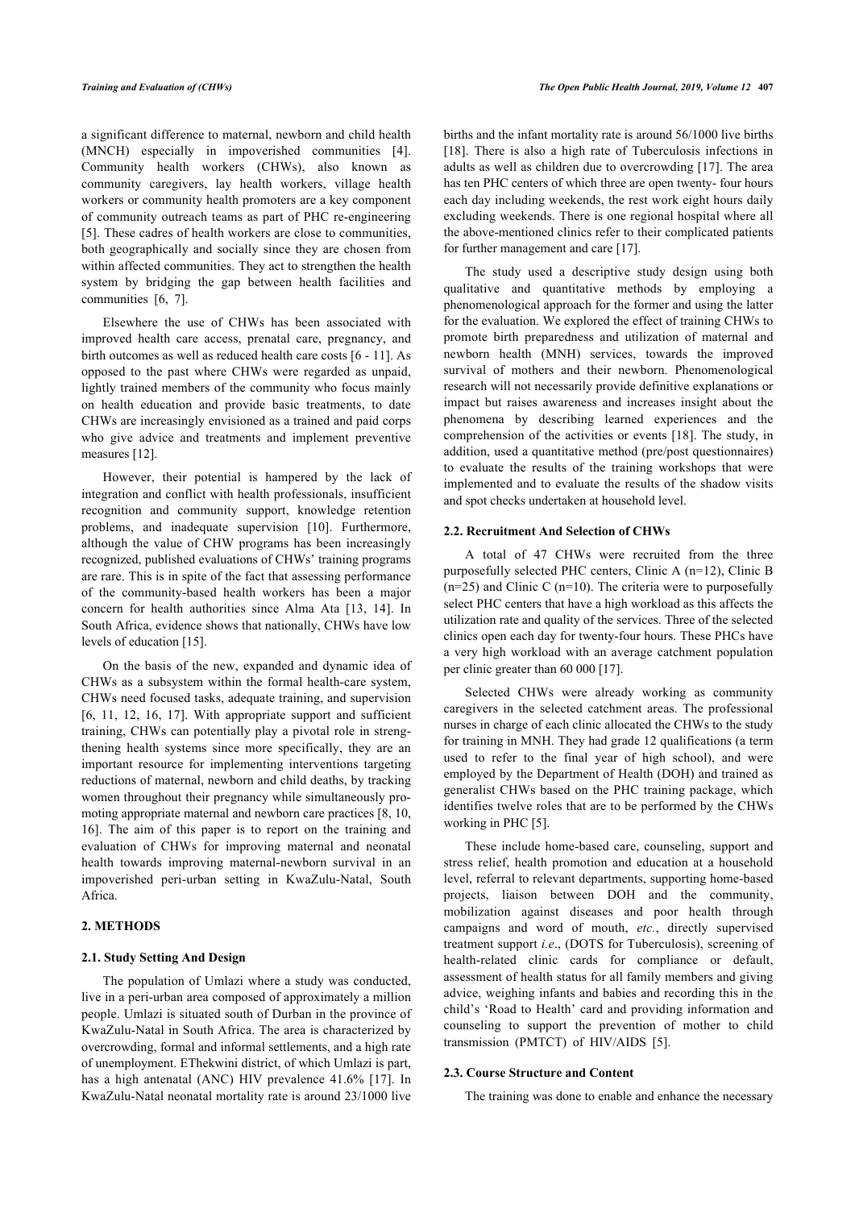a significant difference to maternal, newborn and child health (MNCH) especially in impoverished communities [4]. Community health workers (CHWs), also known as community caregivers, lay health workers, village health workers or community health promoters are a key component of community outreach teams as part of PHC re-engineering [5]. These cadres of health workers are close to communities, both geographically and socially since they are chosen from within affected communities. They act to strengthen the health system by bridging the gap between health facilities and communities [6, 7].

Elsewhere the use of CHWs has been associated with improved health care access, prenatal care, pregnancy, and birth outcomes as well as reduced health care costs [6 - 11]. As opposed to the past where CHWs were regarded as unpaid, lightly trained members of the community who focus mainly on health education and provide basic treatments, to date CHWs are increasingly envisioned as a trained and paid corps who give advice and treatments and implement preventive measures [12].

However, their potential is hampered by the lack of integration and conflict with health professionals, insufficient recognition and community support, knowledge retention problems, and inadequate supervision [10]. Furthermore, although the value of CHW programs has been increasingly recognized, published evaluations of CHWs' training programs are rare. This is in spite of the fact that assessing performance of the community-based health workers has been a major concern for health authorities since Alma Ata [13, 14]. In South Africa, evidence shows that nationally, CHWs have low levels of education [15].

On the basis of the new, expanded and dynamic idea of CHWs as a subsystem within the formal health-care system, CHWs need focused tasks, adequate training, and supervision [6, 11, 12, 16, 17]. With appropriate support and sufficient training, CHWs can potentially play a pivotal role in strengthening health systems since more specifically, they are an important resource for implementing interventions targeting reductions of maternal, newborn and child deaths, by tracking women throughout their pregnancy while simultaneously promoting appropriate maternal and newborn care practices [8, 10, 16]. The aim of this paper is to report on the training and evaluation of CHWs for improving maternal and neonatal health towards improving maternal-newborn survival in an impoverished peri-urban setting in KwaZulu-Natal, South Africa.

## 2. METHODS

### 2.1. Study Setting And Design

The population of Umlazi where a study was conducted, live in a peri-urban area composed of approximately a million people. Umlazi is situated south of Durban in the province of KwaZulu-Natal in South Africa. The area is characterized by overcrowding, formal and informal settlements, and a high rate of unemployment. EThekwini district, of which Umlazi is part, has a high antenatal (ANC) HIV prevalence 41.6% [17]. In KwaZulu-Natal neonatal mortality rate is around 23/1000 live births and the infant mortality rate is around 56/1000 live births [18]. There is also a high rate of Tuberculosis infections in adults as well as children due to overcrowding [17]. The area has ten PHC centers of which three are open twenty- four hours each day including weekends, the rest work eight hours daily excluding weekends. There is one regional hospital where all the above-mentioned clinics refer to their complicated patients for further management and care [17].

The study used a descriptive study design using both qualitative and quantitative methods by employing a phenomenological approach for the former and using the latter for the evaluation. We explored the effect of training CHWs to promote birth preparedness and utilization of maternal and newborn health (MNH) services, towards the improved survival of mothers and their newborn. Phenomenological research will not necessarily provide definitive explanations or impact but raises awareness and increases insight about the phenomena by describing learned experiences and the comprehension of the activities or events [18]. The study, in addition, used a quantitative method (pre/post questionnaires) to evaluate the results of the training workshops that were implemented and to evaluate the results of the shadow visits and spot checks undertaken at household level.

### 2.2. Recruitment And Selection of CHWs

A total of 47 CHWs were recruited from the three purposefully selected PHC centers, Clinic A (n=12), Clinic B (n=25) and Clinic C (n=10). The criteria were to purposefully select PHC centers that have a high workload as this affects the utilization rate and quality of the services. Three of the selected clinics open each day for twenty-four hours. These PHCs have a very high workload with an average catchment population per clinic greater than 60 000 [17].

Selected CHWs were already working as community caregivers in the selected catchment areas. The professional nurses in charge of each clinic allocated the CHWs to the study for training in MNH. They had grade 12 qualifications (a term used to refer to the final year of high school), and were employed by the Department of Health (DOH) and trained as generalist CHWs based on the PHC training package, which identifies twelve roles that are to be performed by the CHWs working in PHC [5].

These include home-based care, counseling, support and stress relief, health promotion and education at a household level, referral to relevant departments, supporting home-based projects, liaison between DOH and the community, mobilization against diseases and poor health through campaigns and word of mouth, *etc.*, directly supervised treatment support *i.e*., (DOTS for Tuberculosis), screening of health-related clinic cards for compliance or default, assessment of health status for all family members and giving advice, weighing infants and babies and recording this in the child's 'Road to Health' card and providing information and counseling to support the prevention of mother to child transmission (PMTCT) of HIV/AIDS [5].

### 2.3. Course Structure and Content

The training was done to enable and enhance the necessary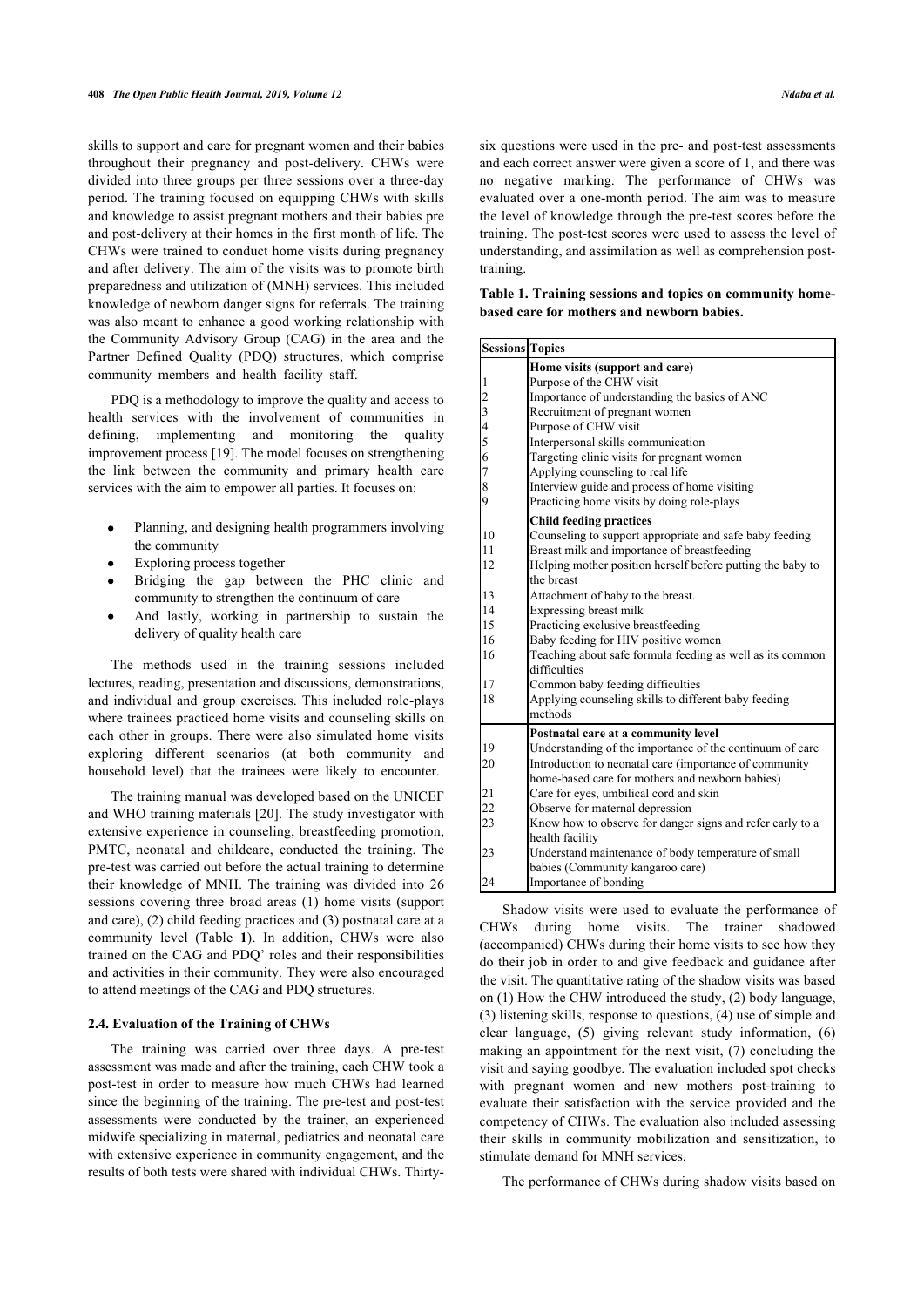skills to support and care for pregnant women and their babies throughout their pregnancy and post-delivery. CHWs were divided into three groups per three sessions over a three-day period. The training focused on equipping CHWs with skills and knowledge to assist pregnant mothers and their babies pre and post-delivery at their homes in the first month of life. The CHWs were trained to conduct home visits during pregnancy and after delivery. The aim of the visits was to promote birth preparedness and utilization of (MNH) services. This included knowledge of newborn danger signs for referrals. The training was also meant to enhance a good working relationship with the Community Advisory Group (CAG) in the area and the Partner Defined Quality (PDQ) structures, which comprise community members and health facility staff.

PDQ is a methodology to improve the quality and access to health services with the involvement of communities in defining, implementing and monitoring the quality improvement process [19]. The model focuses on strengthening the link between the community and primary health care services with the aim to empower all parties. It focuses on:

- Planning, and designing health programmers involving the community
- Exploring process together
- Bridging the gap between the PHC clinic and community to strengthen the continuum of care
- And lastly, working in partnership to sustain the delivery of quality health care

The methods used in the training sessions included lectures, reading, presentation and discussions, demonstrations, and individual and group exercises. This included role-plays where trainees practiced home visits and counseling skills on each other in groups. There were also simulated home visits exploring different scenarios (at both community and household level) that the trainees were likely to encounter.

The training manual was developed based on the UNICEF and WHO training materials [20]. The study investigator with extensive experience in counseling, breastfeeding promotion, PMTC, neonatal and childcare, conducted the training. The pre-test was carried out before the actual training to determine their knowledge of MNH. The training was divided into 26 sessions covering three broad areas (1) home visits (support and care), (2) child feeding practices and (3) postnatal care at a community level (Table **1**). In addition, CHWs were also trained on the CAG and PDQ' roles and their responsibilities and activities in their community. They were also encouraged to attend meetings of the CAG and PDQ structures.

### 2.4. Evaluation of the Training of CHWs

The training was carried over three days. A pre-test assessment was made and after the training, each CHW took a post-test in order to measure how much CHWs had learned since the beginning of the training. The pre-test and post-test assessments were conducted by the trainer, an experienced midwife specializing in maternal, pediatrics and neonatal care with extensive experience in community engagement, and the results of both tests were shared with individual CHWs. Thirty-six questions were used in the pre- and post-test assessments and each correct answer were given a score of 1, and there was no negative marking. The performance of CHWs was evaluated over a one-month period. The aim was to measure the level of knowledge through the pre-test scores before the training. The post-test scores were used to assess the level of understanding, and assimilation as well as comprehension post-training.

**Table 1. Training sessions and topics on community home-based care for mothers and newborn babies.**

| Sessions | Topics |
|---|---|
| | **Home visits (support and care)** |
| 1 | Purpose of the CHW visit |
| 2 | Importance of understanding the basics of ANC |
| 3 | Recruitment of pregnant women |
| 4 | Purpose of CHW visit |
| 5 | Interpersonal skills communication |
| 6 | Targeting clinic visits for pregnant women |
| 7 | Applying counseling to real life |
| 8 | Interview guide and process of home visiting |
| 9 | Practicing home visits by doing role-plays |
| | **Child feeding practices** |
| 10 | Counseling to support appropriate and safe baby feeding |
| 11 | Breast milk and importance of breastfeeding |
| 12 | Helping mother position herself before putting the baby to the breast |
| 13 | Attachment of baby to the breast. |
| 14 | Expressing breast milk |
| 15 | Practicing exclusive breastfeeding |
| 16 | Baby feeding for HIV positive women |
| 16 | Teaching about safe formula feeding as well as its common difficulties |
| 17 | Common baby feeding difficulties |
| 18 | Applying counseling skills to different baby feeding methods |
| | **Postnatal care at a community level** |
| 19 | Understanding of the importance of the continuum of care |
| 20 | Introduction to neonatal care (importance of community home-based care for mothers and newborn babies) |
| 21 | Care for eyes, umbilical cord and skin |
| 22 | Observe for maternal depression |
| 23 | Know how to observe for danger signs and refer early to a health facility |
| 23 | Understand maintenance of body temperature of small babies (Community kangaroo care) |
| 24 | Importance of bonding |

Shadow visits were used to evaluate the performance of CHWs during home visits. The trainer shadowed (accompanied) CHWs during their home visits to see how they do their job in order to and give feedback and guidance after the visit. The quantitative rating of the shadow visits was based on (1) How the CHW introduced the study, (2) body language, (3) listening skills, response to questions, (4) use of simple and clear language, (5) giving relevant study information, (6) making an appointment for the next visit, (7) concluding the visit and saying goodbye. The evaluation included spot checks with pregnant women and new mothers post-training to evaluate their satisfaction with the service provided and the competency of CHWs. The evaluation also included assessing their skills in community mobilization and sensitization, to stimulate demand for MNH services.

The performance of CHWs during shadow visits based on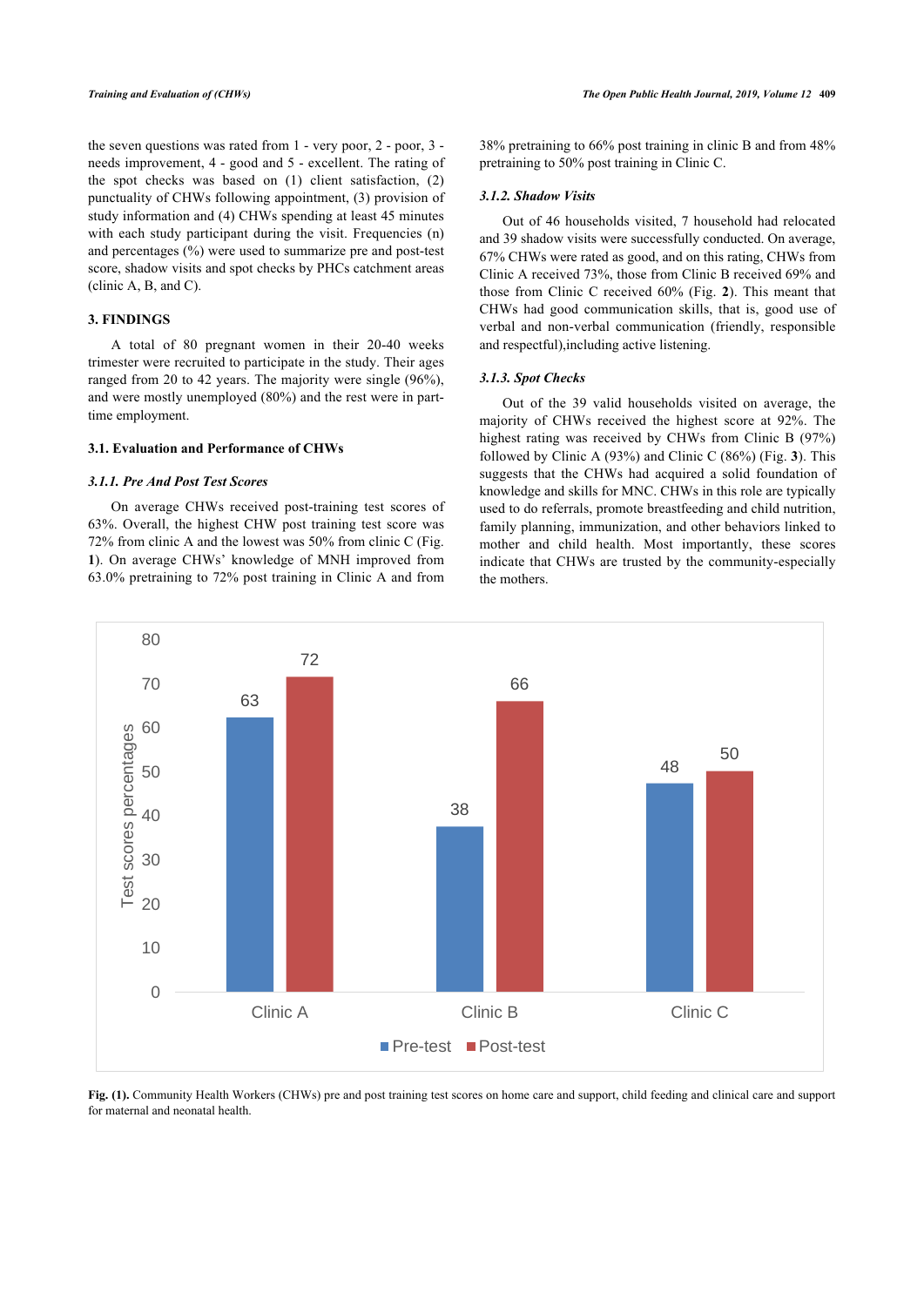the seven questions was rated from 1 - very poor, 2 - poor, 3 - needs improvement, 4 - good and 5 - excellent. The rating of the spot checks was based on (1) client satisfaction, (2) punctuality of CHWs following appointment, (3) provision of study information and (4) CHWs spending at least 45 minutes with each study participant during the visit. Frequencies (n) and percentages (%) were used to summarize pre and post-test score, shadow visits and spot checks by PHCs catchment areas (clinic A, B, and C).

## 3. FINDINGS

A total of 80 pregnant women in their 20-40 weeks trimester were recruited to participate in the study. Their ages ranged from 20 to 42 years. The majority were single (96%), and were mostly unemployed (80%) and the rest were in part-time employment.

### 3.1. Evaluation and Performance of CHWs

#### *3.1.1. Pre And Post Test Scores*

On average CHWs received post-training test scores of 63%. Overall, the highest CHW post training test score was 72% from clinic A and the lowest was 50% from clinic C (Fig. **1**). On average CHWs' knowledge of MNH improved from 63.0% pretraining to 72% post training in Clinic A and from 38% pretraining to 66% post training in clinic B and from 48% pretraining to 50% post training in Clinic C.

#### *3.1.2. Shadow Visits*

Out of 46 households visited, 7 household had relocated and 39 shadow visits were successfully conducted. On average, 67% CHWs were rated as good, and on this rating, CHWs from Clinic A received 73%, those from Clinic B received 69% and those from Clinic C received 60% (Fig. **2**). This meant that CHWs had good communication skills, that is, good use of verbal and non-verbal communication (friendly, responsible and respectful),including active listening.

#### *3.1.3. Spot Checks*

Out of the 39 valid households visited on average, the majority of CHWs received the highest score at 92%. The highest rating was received by CHWs from Clinic B (97%) followed by Clinic A (93%) and Clinic C (86%) (Fig. **3**). This suggests that the CHWs had acquired a solid foundation of knowledge and skills for MNC. CHWs in this role are typically used to do referrals, promote breastfeeding and child nutrition, family planning, immunization, and other behaviors linked to mother and child health. Most importantly, these scores indicate that CHWs are trusted by the community-especially the mothers.

**Fig. (1).** Community Health Workers (CHWs) pre and post training test scores on home care and support, child feeding and clinical care and support for maternal and neonatal health.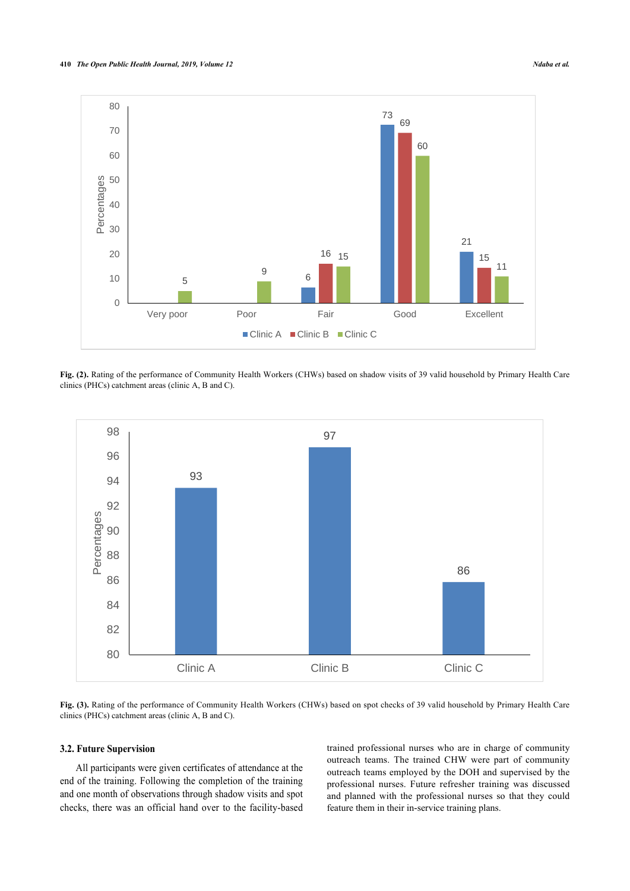Fig. (2). Rating of the performance of Community Health Workers (CHWs) based on shadow visits of 39 valid household by Primary Health Care clinics (PHCs) catchment areas (clinic A, B and C).

Fig. (3). Rating of the performance of Community Health Workers (CHWs) based on spot checks of 39 valid household by Primary Health Care clinics (PHCs) catchment areas (clinic A, B and C).

### 3.2. Future Supervision

All participants were given certificates of attendance at the end of the training. Following the completion of the training and one month of observations through shadow visits and spot checks, there was an official hand over to the facility-based trained professional nurses who are in charge of community outreach teams. The trained CHW were part of community outreach teams employed by the DOH and supervised by the professional nurses. Future refresher training was discussed and planned with the professional nurses so that they could feature them in their in-service training plans.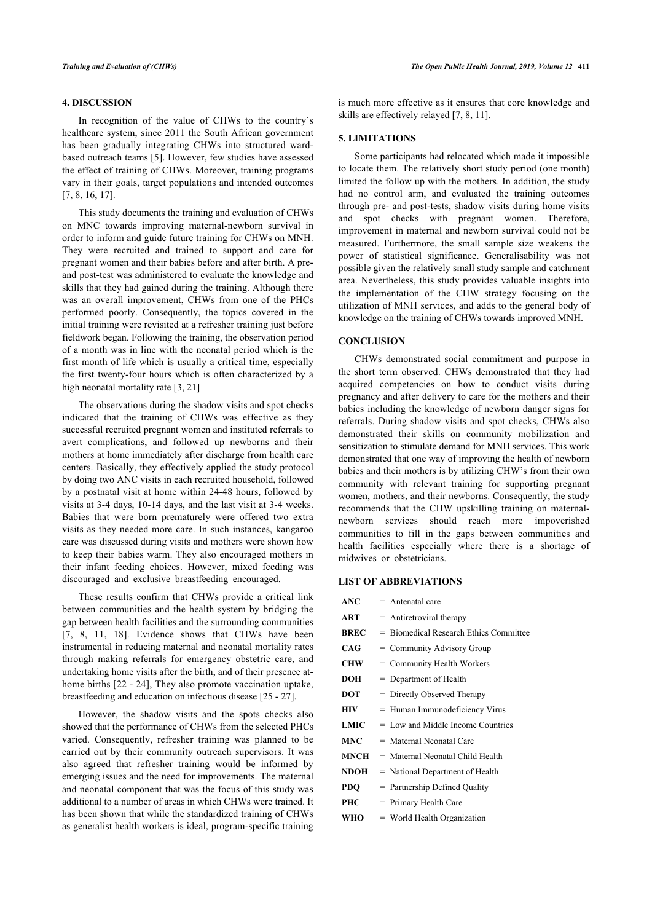## 4. DISCUSSION

In recognition of the value of CHWs to the country's healthcare system, since 2011 the South African government has been gradually integrating CHWs into structured ward-based outreach teams [5]. However, few studies have assessed the effect of training of CHWs. Moreover, training programs vary in their goals, target populations and intended outcomes [7, 8, 16, 17].

This study documents the training and evaluation of CHWs on MNC towards improving maternal-newborn survival in order to inform and guide future training for CHWs on MNH. They were recruited and trained to support and care for pregnant women and their babies before and after birth. A pre- and post-test was administered to evaluate the knowledge and skills that they had gained during the training. Although there was an overall improvement, CHWs from one of the PHCs performed poorly. Consequently, the topics covered in the initial training were revisited at a refresher training just before fieldwork began. Following the training, the observation period of a month was in line with the neonatal period which is the first month of life which is usually a critical time, especially the first twenty-four hours which is often characterized by a high neonatal mortality rate [3, 21]

The observations during the shadow visits and spot checks indicated that the training of CHWs was effective as they successful recruited pregnant women and instituted referrals to avert complications, and followed up newborns and their mothers at home immediately after discharge from health care centers. Basically, they effectively applied the study protocol by doing two ANC visits in each recruited household, followed by a postnatal visit at home within 24-48 hours, followed by visits at 3-4 days, 10-14 days, and the last visit at 3-4 weeks. Babies that were born prematurely were offered two extra visits as they needed more care. In such instances, kangaroo care was discussed during visits and mothers were shown how to keep their babies warm. They also encouraged mothers in their infant feeding choices. However, mixed feeding was discouraged and exclusive breastfeeding encouraged.

These results confirm that CHWs provide a critical link between communities and the health system by bridging the gap between health facilities and the surrounding communities [7, 8, 11, 18]. Evidence shows that CHWs have been instrumental in reducing maternal and neonatal mortality rates through making referrals for emergency obstetric care, and undertaking home visits after the birth, and of their presence at-home births [22 - 24], They also promote vaccination uptake, breastfeeding and education on infectious disease [25 - 27].

However, the shadow visits and the spots checks also showed that the performance of CHWs from the selected PHCs varied. Consequently, refresher training was planned to be carried out by their community outreach supervisors. It was also agreed that refresher training would be informed by emerging issues and the need for improvements. The maternal and neonatal component that was the focus of this study was additional to a number of areas in which CHWs were trained. It has been shown that while the standardized training of CHWs as generalist health workers is ideal, program-specific training is much more effective as it ensures that core knowledge and skills are effectively relayed [7, 8, 11].

## 5. LIMITATIONS

Some participants had relocated which made it impossible to locate them. The relatively short study period (one month) limited the follow up with the mothers. In addition, the study had no control arm, and evaluated the training outcomes through pre- and post-tests, shadow visits during home visits and spot checks with pregnant women. Therefore, improvement in maternal and newborn survival could not be measured. Furthermore, the small sample size weakens the power of statistical significance. Generalisability was not possible given the relatively small study sample and catchment area. Nevertheless, this study provides valuable insights into the implementation of the CHW strategy focusing on the utilization of MNH services, and adds to the general body of knowledge on the training of CHWs towards improved MNH.

## CONCLUSION

CHWs demonstrated social commitment and purpose in the short term observed. CHWs demonstrated that they had acquired competencies on how to conduct visits during pregnancy and after delivery to care for the mothers and their babies including the knowledge of newborn danger signs for referrals. During shadow visits and spot checks, CHWs also demonstrated their skills on community mobilization and sensitization to stimulate demand for MNH services. This work demonstrated that one way of improving the health of newborn babies and their mothers is by utilizing CHW's from their own community with relevant training for supporting pregnant women, mothers, and their newborns. Consequently, the study recommends that the CHW upskilling training on maternal-newborn services should reach more impoverished communities to fill in the gaps between communities and health facilities especially where there is a shortage of midwives or obstetricians.

## LIST OF ABBREVIATIONS

| | |
|---|---|
| **ANC** | = Antenatal care |
| **ART** | = Antiretroviral therapy |
| **BREC** | = Biomedical Research Ethics Committee |
| **CAG** | = Community Advisory Group |
| **CHW** | = Community Health Workers |
| **DOH** | = Department of Health |
| **DOT** | = Directly Observed Therapy |
| **HIV** | = Human Immunodeficiency Virus |
| **LMIC** | = Low and Middle Income Countries |
| **MNC** | = Maternal Neonatal Care |
| **MNCH** | = Maternal Neonatal Child Health |
| **NDOH** | = National Department of Health |
| **PDQ** | = Partnership Defined Quality |
| **PHC** | = Primary Health Care |
| **WHO** | = World Health Organization |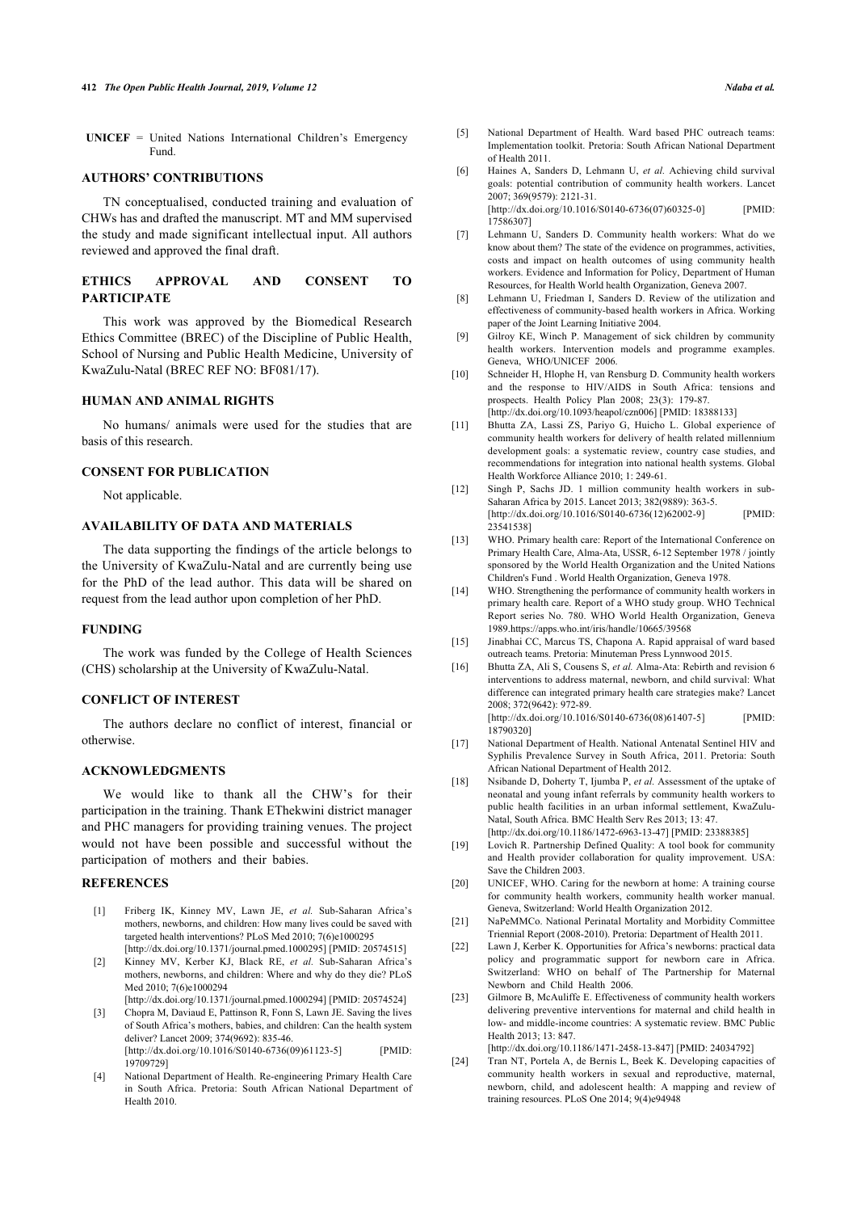**UNICEF** = United Nations International Children's Emergency Fund.

## AUTHORS' CONTRIBUTIONS

TN conceptualised, conducted training and evaluation of CHWs has and drafted the manuscript. MT and MM supervised the study and made significant intellectual input. All authors reviewed and approved the final draft.

## ETHICS APPROVAL AND CONSENT TO PARTICIPATE

This work was approved by the Biomedical Research Ethics Committee (BREC) of the Discipline of Public Health, School of Nursing and Public Health Medicine, University of KwaZulu-Natal (BREC REF NO: BF081/17).

## HUMAN AND ANIMAL RIGHTS

No humans/ animals were used for the studies that are basis of this research.

## CONSENT FOR PUBLICATION

Not applicable.

## AVAILABILITY OF DATA AND MATERIALS

The data supporting the findings of the article belongs to the University of KwaZulu-Natal and are currently being use for the PhD of the lead author. This data will be shared on request from the lead author upon completion of her PhD.

## FUNDING

The work was funded by the College of Health Sciences (CHS) scholarship at the University of KwaZulu-Natal.

## CONFLICT OF INTEREST

The authors declare no conflict of interest, financial or otherwise.

## ACKNOWLEDGMENTS

We would like to thank all the CHW's for their participation in the training. Thank EThekwini district manager and PHC managers for providing training venues. The project would not have been possible and successful without the participation of mothers and their babies.

## REFERENCES

[1] Friberg IK, Kinney MV, Lawn JE, *et al.* Sub-Saharan Africa's mothers, newborns, and children: How many lives could be saved with targeted health interventions? PLoS Med 2010; 7(6)e1000295 [http://dx.doi.org/10.1371/journal.pmed.1000295] [PMID: 20574515]

[2] Kinney MV, Kerber KJ, Black RE, *et al.* Sub-Saharan Africa's mothers, newborns, and children: Where and why do they die? PLoS Med 2010; 7(6)e1000294 [http://dx.doi.org/10.1371/journal.pmed.1000294] [PMID: 20574524]

[3] Chopra M, Daviaud E, Pattinson R, Fonn S, Lawn JE. Saving the lives of South Africa's mothers, babies, and children: Can the health system deliver? Lancet 2009; 374(9692): 835-46. [http://dx.doi.org/10.1016/S0140-6736(09)61123-5] [PMID: 19709729]

[4] National Department of Health. Re-engineering Primary Health Care in South Africa. Pretoria: South African National Department of Health 2010.

[5] National Department of Health. Ward based PHC outreach teams: Implementation toolkit. Pretoria: South African National Department of Health 2011.

[6] Haines A, Sanders D, Lehmann U, *et al.* Achieving child survival goals: potential contribution of community health workers. Lancet 2007; 369(9579): 2121-31. [http://dx.doi.org/10.1016/S0140-6736(07)60325-0] [PMID: 17586307]

[7] Lehmann U, Sanders D. Community health workers: What do we know about them? The state of the evidence on programmes, activities, costs and impact on health outcomes of using community health workers. Evidence and Information for Policy, Department of Human Resources, for Health World health Organization, Geneva 2007.

[8] Lehmann U, Friedman I, Sanders D. Review of the utilization and effectiveness of community-based health workers in Africa. Working paper of the Joint Learning Initiative 2004.

[9] Gilroy KE, Winch P. Management of sick children by community health workers. Intervention models and programme examples. Geneva, WHO/UNICEF 2006.

[10] Schneider H, Hlophe H, van Rensburg D. Community health workers and the response to HIV/AIDS in South Africa: tensions and prospects. Health Policy Plan 2008; 23(3): 179-87. [http://dx.doi.org/10.1093/heapol/czn006] [PMID: 18388133]

[11] Bhutta ZA, Lassi ZS, Pariyo G, Huicho L. Global experience of community health workers for delivery of health related millennium development goals: a systematic review, country case studies, and recommendations for integration into national health systems. Global Health Workforce Alliance 2010; 1: 249-61.

[12] Singh P, Sachs JD. 1 million community health workers in sub-Saharan Africa by 2015. Lancet 2013; 382(9889): 363-5. [http://dx.doi.org/10.1016/S0140-6736(12)62002-9] [PMID: 23541538]

[13] WHO. Primary health care: Report of the International Conference on Primary Health Care, Alma-Ata, USSR, 6-12 September 1978 / jointly sponsored by the World Health Organization and the United Nations Children's Fund . World Health Organization, Geneva 1978.

[14] WHO. Strengthening the performance of community health workers in primary health care. Report of a WHO study group. WHO Technical Report series No. 780. WHO World Health Organization, Geneva 1989.https://apps.who.int/iris/handle/10665/39568

[15] Jinabhai CC, Marcus TS, Chapona A. Rapid appraisal of ward based outreach teams. Pretoria: Minuteman Press Lynnwood 2015.

[16] Bhutta ZA, Ali S, Cousens S, *et al.* Alma-Ata: Rebirth and revision 6 interventions to address maternal, newborn, and child survival: What difference can integrated primary health care strategies make? Lancet 2008; 372(9642): 972-89. [http://dx.doi.org/10.1016/S0140-6736(08)61407-5] [PMID: 18790320]

[17] National Department of Health. National Antenatal Sentinel HIV and Syphilis Prevalence Survey in South Africa, 2011. Pretoria: South African National Department of Health 2012.

[18] Nsibande D, Doherty T, Ijumba P, *et al.* Assessment of the uptake of neonatal and young infant referrals by community health workers to public health facilities in an urban informal settlement, KwaZulu-Natal, South Africa. BMC Health Serv Res 2013; 13: 47. [http://dx.doi.org/10.1186/1472-6963-13-47] [PMID: 23388385]

[19] Lovich R. Partnership Defined Quality: A tool book for community and Health provider collaboration for quality improvement. USA: Save the Children 2003.

[20] UNICEF, WHO. Caring for the newborn at home: A training course for community health workers, community health worker manual. Geneva, Switzerland: World Health Organization 2012.

[21] NaPeMMCo. National Perinatal Mortality and Morbidity Committee Triennial Report (2008-2010). Pretoria: Department of Health 2011.

[22] Lawn J, Kerber K. Opportunities for Africa's newborns: practical data policy and programmatic support for newborn care in Africa. Switzerland: WHO on behalf of The Partnership for Maternal Newborn and Child Health 2006.

[23] Gilmore B, McAuliffe E. Effectiveness of community health workers delivering preventive interventions for maternal and child health in low- and middle-income countries: A systematic review. BMC Public Health 2013; 13: 847. [http://dx.doi.org/10.1186/1471-2458-13-847] [PMID: 24034792]

[24] Tran NT, Portela A, de Bernis L, Beek K. Developing capacities of community health workers in sexual and reproductive, maternal, newborn, child, and adolescent health: A mapping and review of training resources. PLoS One 2014; 9(4)e94948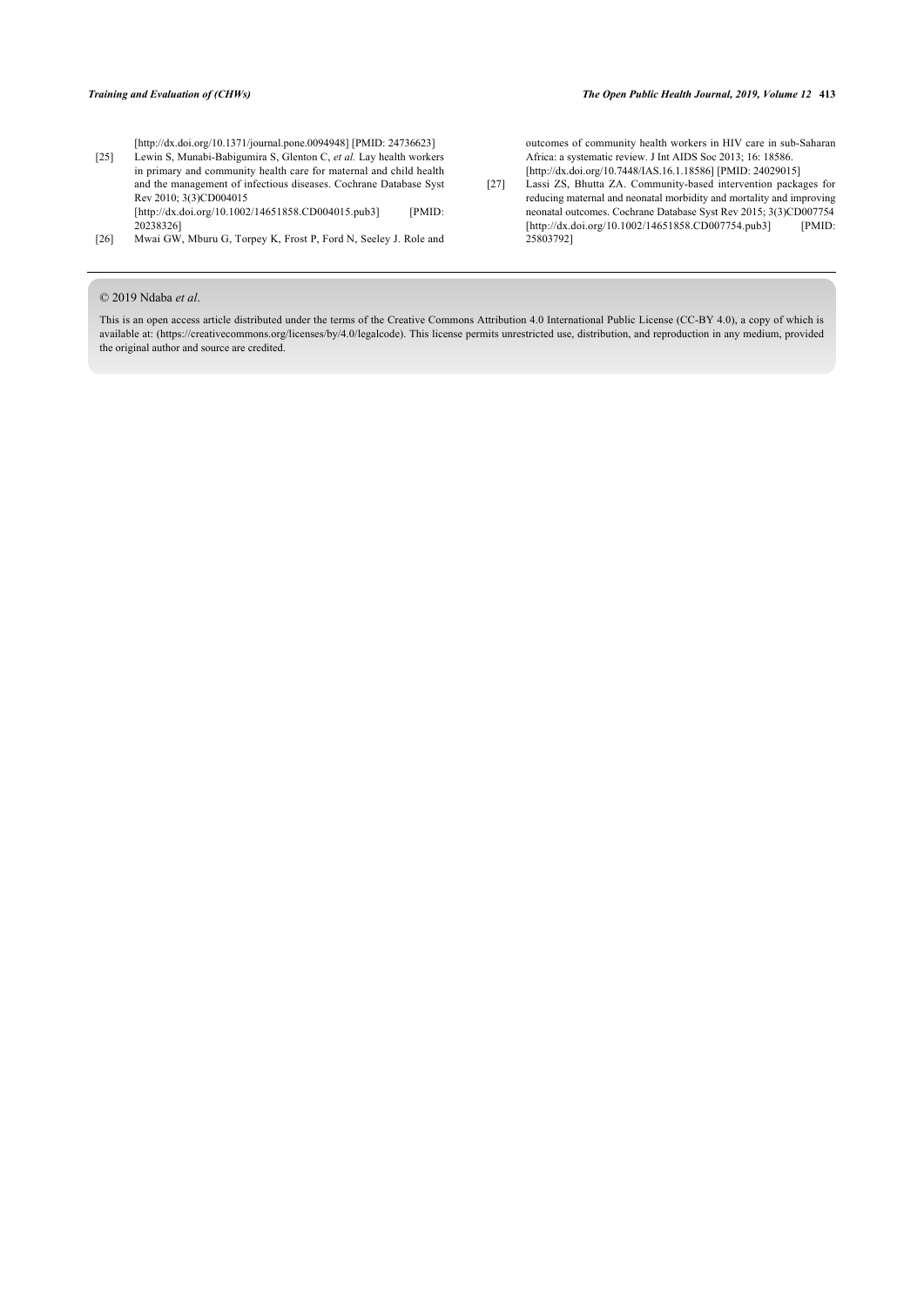[http://dx.doi.org/10.1371/journal.pone.0094948] [PMID: 24736623]

[25] Lewin S, Munabi-Babigumira S, Glenton C, *et al.* Lay health workers in primary and community health care for maternal and child health and the management of infectious diseases. Cochrane Database Syst Rev 2010; 3(3)CD004015
[http://dx.doi.org/10.1002/14651858.CD004015.pub3] [PMID: 20238326]

[26] Mwai GW, Mburu G, Torpey K, Frost P, Ford N, Seeley J. Role and outcomes of community health workers in HIV care in sub-Saharan Africa: a systematic review. J Int AIDS Soc 2013; 16: 18586.
[http://dx.doi.org/10.7448/IAS.16.1.18586] [PMID: 24029015]

[27] Lassi ZS, Bhutta ZA. Community-based intervention packages for reducing maternal and neonatal morbidity and mortality and improving neonatal outcomes. Cochrane Database Syst Rev 2015; 3(3)CD007754
[http://dx.doi.org/10.1002/14651858.CD007754.pub3] [PMID: 25803792]

© 2019 Ndaba *et al*.

This is an open access article distributed under the terms of the Creative Commons Attribution 4.0 International Public License (CC-BY 4.0), a copy of which is available at: (https://creativecommons.org/licenses/by/4.0/legalcode). This license permits unrestricted use, distribution, and reproduction in any medium, provided the original author and source are credited.